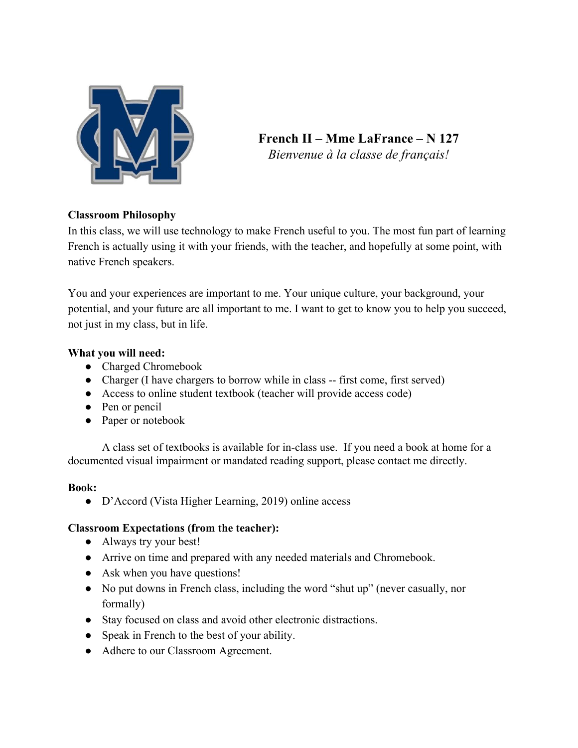# French II – Mme LaFrance – N 127

*Bienvenue à la classe de français!*

**Classroom Philosophy**

In this class, we will use technology to make French useful to you. The most fun part of learning French is actually using it with your friends, with the teacher, and hopefully at some point, with native French speakers.

You and your experiences are important to me. Your unique culture, your background, your potential, and your future are all important to me. I want to get to know you to help you succeed, not just in my class, but in life.

**What you will need:**

- Charged Chromebook
- Charger (I have chargers to borrow while in class -- first come, first served)
- Access to online student textbook (teacher will provide access code)
- Pen or pencil
- Paper or notebook

A class set of textbooks is available for in-class use. If you need a book at home for a documented visual impairment or mandated reading support, please contact me directly.

**Book:**

- D'Accord (Vista Higher Learning, 2019) online access

**Classroom Expectations (from the teacher):**

- Always try your best!
- Arrive on time and prepared with any needed materials and Chromebook.
- Ask when you have questions!
- No put downs in French class, including the word "shut up" (never casually, nor formally)
- Stay focused on class and avoid other electronic distractions.
- Speak in French to the best of your ability.
- Adhere to our Classroom Agreement.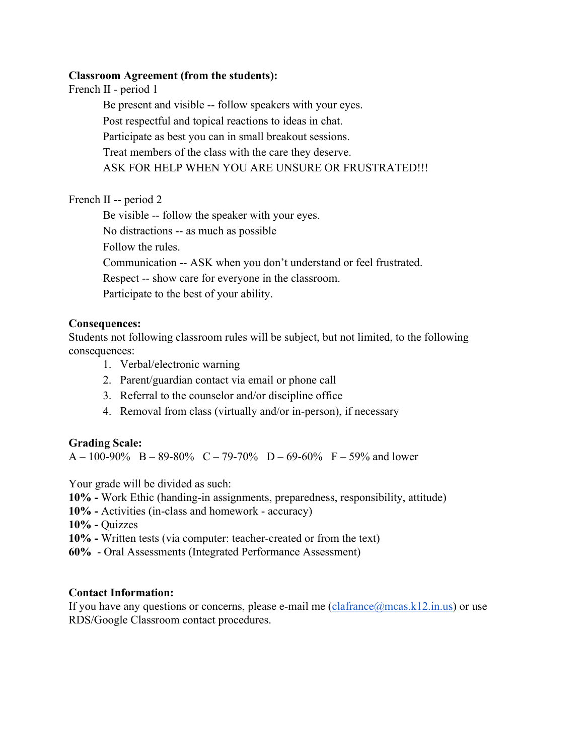**Classroom Agreement (from the students):**

French II - period 1

Be present and visible -- follow speakers with your eyes.
Post respectful and topical reactions to ideas in chat.
Participate as best you can in small breakout sessions.
Treat members of the class with the care they deserve.
ASK FOR HELP WHEN YOU ARE UNSURE OR FRUSTRATED!!!

French II -- period 2

Be visible -- follow the speaker with your eyes.
No distractions -- as much as possible
Follow the rules.
Communication -- ASK when you don't understand or feel frustrated.
Respect -- show care for everyone in the classroom.
Participate to the best of your ability.

**Consequences:**

Students not following classroom rules will be subject, but not limited, to the following consequences:

1. Verbal/electronic warning
2. Parent/guardian contact via email or phone call
3. Referral to the counselor and/or discipline office
4. Removal from class (virtually and/or in-person), if necessary

**Grading Scale:**

A – 100-90%   B – 89-80%   C – 79-70%   D – 69-60%   F – 59% and lower

Your grade will be divided as such:

**10% -** Work Ethic (handing-in assignments, preparedness, responsibility, attitude)
**10% -** Activities (in-class and homework - accuracy)
**10% -** Quizzes
**10% -** Written tests (via computer: teacher-created or from the text)
**60%** - Oral Assessments (Integrated Performance Assessment)

**Contact Information:**

If you have any questions or concerns, please e-mail me (clafrance@mcas.k12.in.us) or use RDS/Google Classroom contact procedures.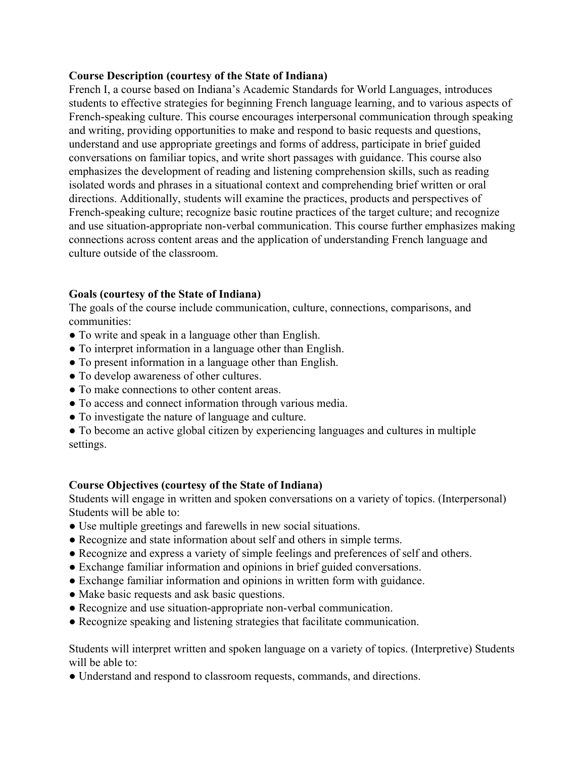**Course Description (courtesy of the State of Indiana)**
French I, a course based on Indiana's Academic Standards for World Languages, introduces students to effective strategies for beginning French language learning, and to various aspects of French-speaking culture. This course encourages interpersonal communication through speaking and writing, providing opportunities to make and respond to basic requests and questions, understand and use appropriate greetings and forms of address, participate in brief guided conversations on familiar topics, and write short passages with guidance. This course also emphasizes the development of reading and listening comprehension skills, such as reading isolated words and phrases in a situational context and comprehending brief written or oral directions. Additionally, students will examine the practices, products and perspectives of French-speaking culture; recognize basic routine practices of the target culture; and recognize and use situation-appropriate non-verbal communication. This course further emphasizes making connections across content areas and the application of understanding French language and culture outside of the classroom.

**Goals (courtesy of the State of Indiana)**
The goals of the course include communication, culture, connections, comparisons, and communities:

- To write and speak in a language other than English.
- To interpret information in a language other than English.
- To present information in a language other than English.
- To develop awareness of other cultures.
- To make connections to other content areas.
- To access and connect information through various media.
- To investigate the nature of language and culture.
- To become an active global citizen by experiencing languages and cultures in multiple settings.

**Course Objectives (courtesy of the State of Indiana)**
Students will engage in written and spoken conversations on a variety of topics. (Interpersonal) Students will be able to:

- Use multiple greetings and farewells in new social situations.
- Recognize and state information about self and others in simple terms.
- Recognize and express a variety of simple feelings and preferences of self and others.
- Exchange familiar information and opinions in brief guided conversations.
- Exchange familiar information and opinions in written form with guidance.
- Make basic requests and ask basic questions.
- Recognize and use situation-appropriate non-verbal communication.
- Recognize speaking and listening strategies that facilitate communication.

Students will interpret written and spoken language on a variety of topics. (Interpretive) Students will be able to:

- Understand and respond to classroom requests, commands, and directions.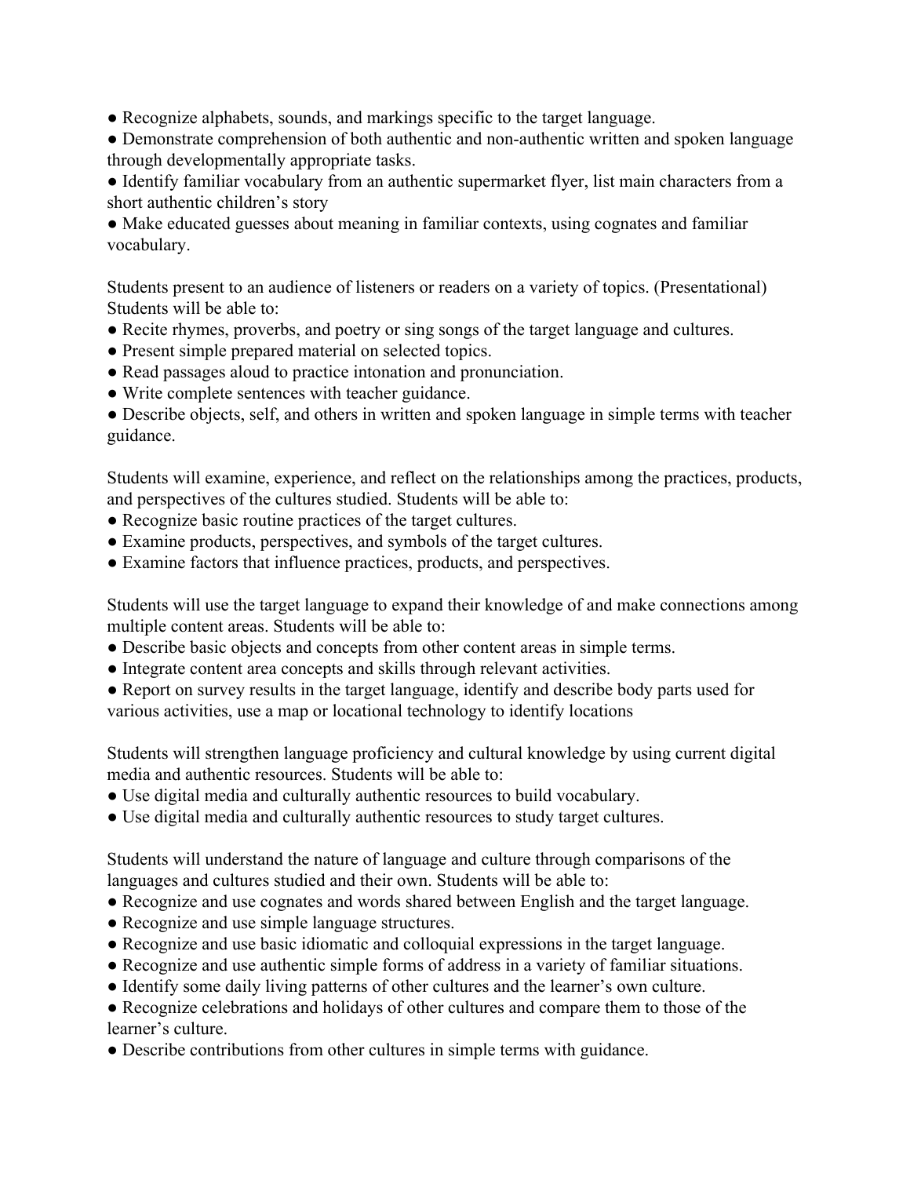- Recognize alphabets, sounds, and markings specific to the target language.
- Demonstrate comprehension of both authentic and non-authentic written and spoken language through developmentally appropriate tasks.
- Identify familiar vocabulary from an authentic supermarket flyer, list main characters from a short authentic children's story
- Make educated guesses about meaning in familiar contexts, using cognates and familiar vocabulary.

Students present to an audience of listeners or readers on a variety of topics. (Presentational) Students will be able to:

- Recite rhymes, proverbs, and poetry or sing songs of the target language and cultures.
- Present simple prepared material on selected topics.
- Read passages aloud to practice intonation and pronunciation.
- Write complete sentences with teacher guidance.
- Describe objects, self, and others in written and spoken language in simple terms with teacher guidance.

Students will examine, experience, and reflect on the relationships among the practices, products, and perspectives of the cultures studied. Students will be able to:

- Recognize basic routine practices of the target cultures.
- Examine products, perspectives, and symbols of the target cultures.
- Examine factors that influence practices, products, and perspectives.

Students will use the target language to expand their knowledge of and make connections among multiple content areas. Students will be able to:

- Describe basic objects and concepts from other content areas in simple terms.
- Integrate content area concepts and skills through relevant activities.
- Report on survey results in the target language, identify and describe body parts used for various activities, use a map or locational technology to identify locations

Students will strengthen language proficiency and cultural knowledge by using current digital media and authentic resources. Students will be able to:

- Use digital media and culturally authentic resources to build vocabulary.
- Use digital media and culturally authentic resources to study target cultures.

Students will understand the nature of language and culture through comparisons of the languages and cultures studied and their own. Students will be able to:

- Recognize and use cognates and words shared between English and the target language.
- Recognize and use simple language structures.
- Recognize and use basic idiomatic and colloquial expressions in the target language.
- Recognize and use authentic simple forms of address in a variety of familiar situations.
- Identify some daily living patterns of other cultures and the learner's own culture.
- Recognize celebrations and holidays of other cultures and compare them to those of the learner's culture.
- Describe contributions from other cultures in simple terms with guidance.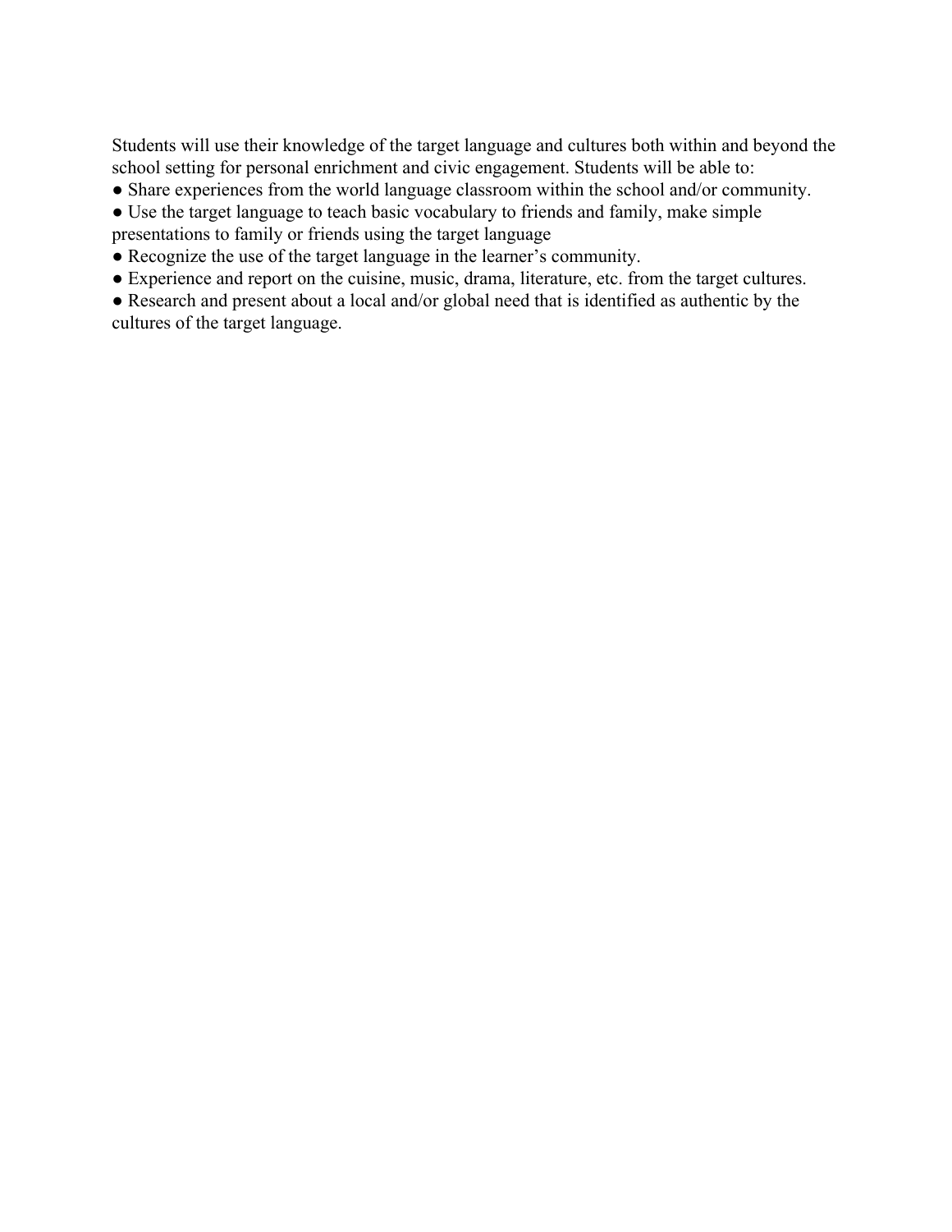Students will use their knowledge of the target language and cultures both within and beyond the school setting for personal enrichment and civic engagement. Students will be able to:

- Share experiences from the world language classroom within the school and/or community.
- Use the target language to teach basic vocabulary to friends and family, make simple presentations to family or friends using the target language
- Recognize the use of the target language in the learner's community.
- Experience and report on the cuisine, music, drama, literature, etc. from the target cultures.
- Research and present about a local and/or global need that is identified as authentic by the cultures of the target language.